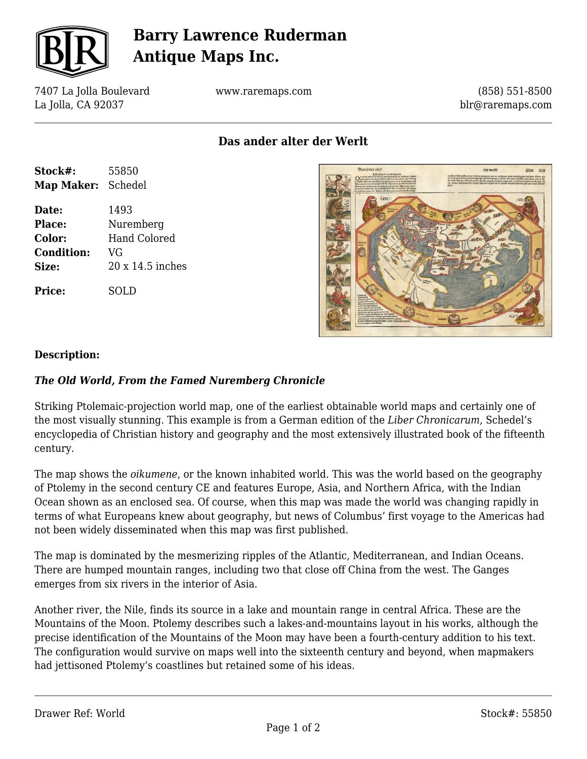# Barry Lawrence Ruderman Antique Maps Inc.

7407 La Jolla Boulevard
La Jolla, CA 92037

www.raremaps.com

(858) 551-8500
blr@raremaps.com

## Das ander alter der Werlt

| | |
|---|---|
| **Stock#:** | 55850 |
| **Map Maker:** | Schedel |
| **Date:** | 1493 |
| **Place:** | Nuremberg |
| **Color:** | Hand Colored |
| **Condition:** | VG |
| **Size:** | 20 x 14.5 inches |
| **Price:** | SOLD |

**Description:**

***The Old World, From the Famed Nuremberg Chronicle***

Striking Ptolemaic-projection world map, one of the earliest obtainable world maps and certainly one of the most visually stunning. This example is from a German edition of the *Liber Chronicarum*, Schedel's encyclopedia of Christian history and geography and the most extensively illustrated book of the fifteenth century.

The map shows the *oikumene*, or the known inhabited world. This was the world based on the geography of Ptolemy in the second century CE and features Europe, Asia, and Northern Africa, with the Indian Ocean shown as an enclosed sea. Of course, when this map was made the world was changing rapidly in terms of what Europeans knew about geography, but news of Columbus' first voyage to the Americas had not been widely disseminated when this map was first published.

The map is dominated by the mesmerizing ripples of the Atlantic, Mediterranean, and Indian Oceans. There are humped mountain ranges, including two that close off China from the west. The Ganges emerges from six rivers in the interior of Asia.

Another river, the Nile, finds its source in a lake and mountain range in central Africa. These are the Mountains of the Moon. Ptolemy describes such a lakes-and-mountains layout in his works, although the precise identification of the Mountains of the Moon may have been a fourth-century addition to his text. The configuration would survive on maps well into the sixteenth century and beyond, when mapmakers had jettisoned Ptolemy's coastlines but retained some of his ideas.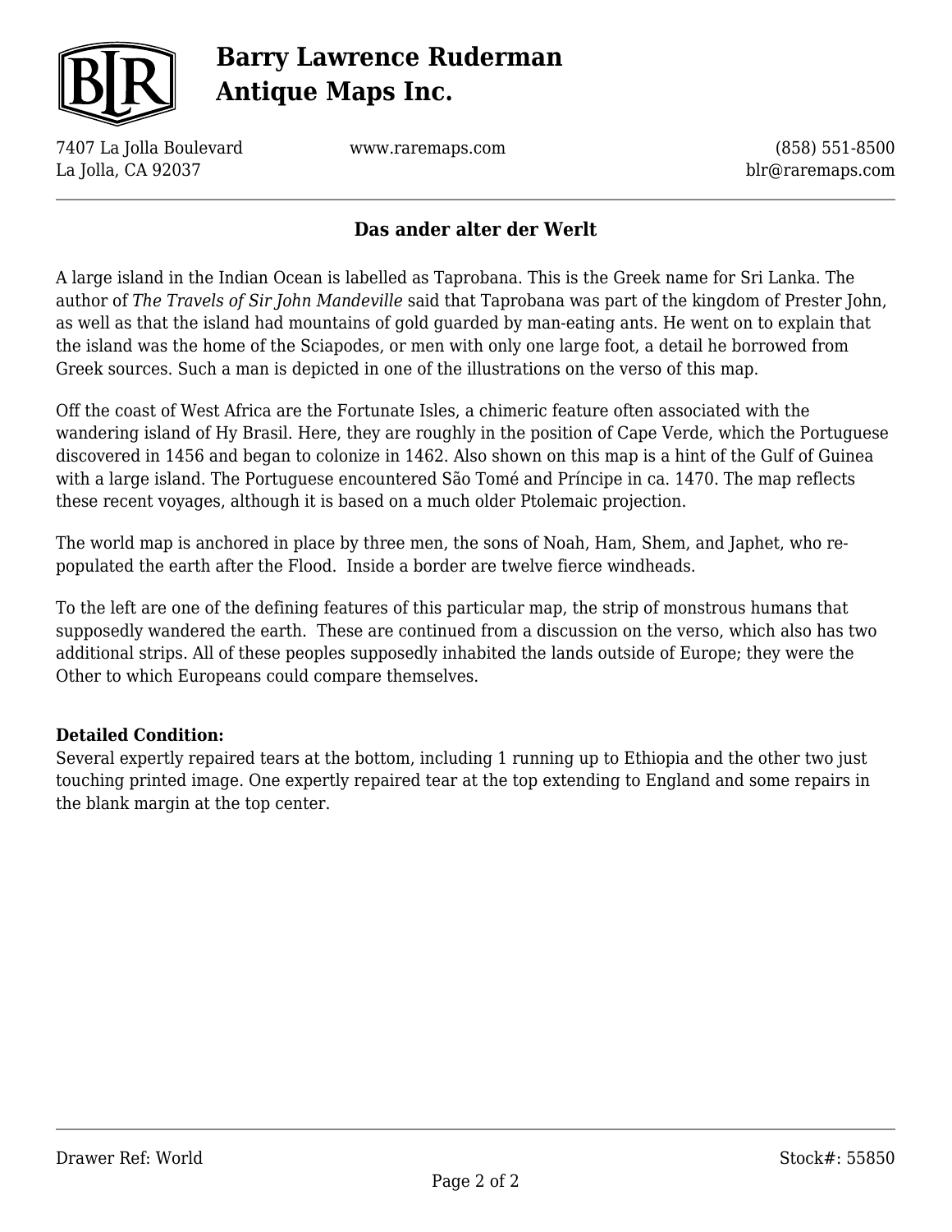## Das ander alter der Werlt

A large island in the Indian Ocean is labelled as Taprobana. This is the Greek name for Sri Lanka. The author of *The Travels of Sir John Mandeville* said that Taprobana was part of the kingdom of Prester John, as well as that the island had mountains of gold guarded by man-eating ants. He went on to explain that the island was the home of the Sciapodes, or men with only one large foot, a detail he borrowed from Greek sources. Such a man is depicted in one of the illustrations on the verso of this map.

Off the coast of West Africa are the Fortunate Isles, a chimeric feature often associated with the wandering island of Hy Brasil. Here, they are roughly in the position of Cape Verde, which the Portuguese discovered in 1456 and began to colonize in 1462. Also shown on this map is a hint of the Gulf of Guinea with a large island. The Portuguese encountered São Tomé and Príncipe in ca. 1470. The map reflects these recent voyages, although it is based on a much older Ptolemaic projection.

The world map is anchored in place by three men, the sons of Noah, Ham, Shem, and Japhet, who re-populated the earth after the Flood. Inside a border are twelve fierce windheads.

To the left are one of the defining features of this particular map, the strip of monstrous humans that supposedly wandered the earth. These are continued from a discussion on the verso, which also has two additional strips. All of these peoples supposedly inhabited the lands outside of Europe; they were the Other to which Europeans could compare themselves.

**Detailed Condition:**
Several expertly repaired tears at the bottom, including 1 running up to Ethiopia and the other two just touching printed image. One expertly repaired tear at the top extending to England and some repairs in the blank margin at the top center.